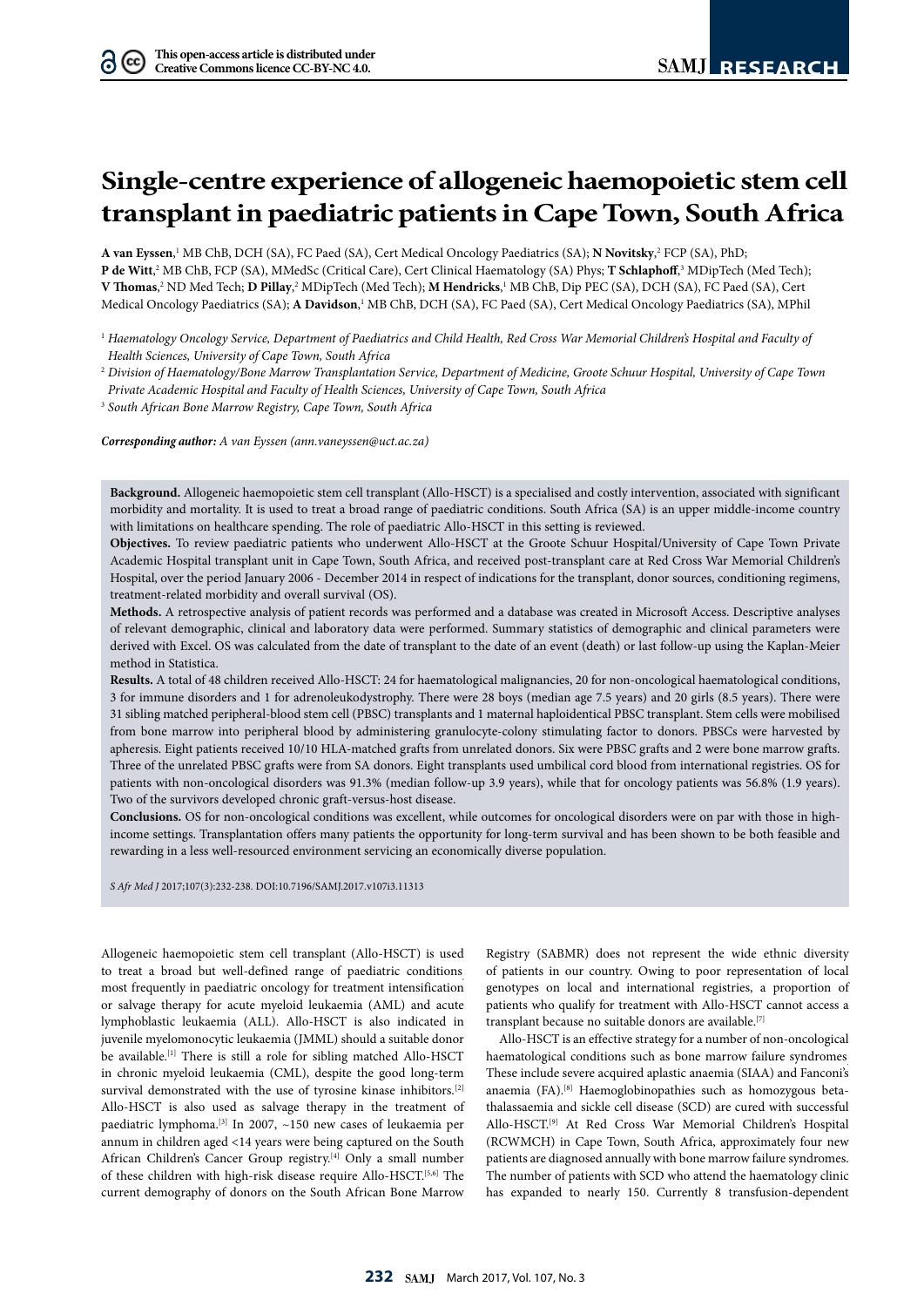# Single-centre experience of allogeneic haemopoietic stem cell transplant in paediatric patients in Cape Town, South Africa

**A van Eyssen**,[1] MB ChB, DCH (SA), FC Paed (SA), Cert Medical Oncology Paediatrics (SA); **N Novitsky**,[2] FCP (SA), PhD; **P de Witt**,[2] MB ChB, FCP (SA), MMedSc (Critical Care), Cert Clinical Haematology (SA) Phys; **T Schlaphoff**,[3] MDipTech (Med Tech); **V Thomas**,[2] ND Med Tech; **D Pillay**,[2] MDipTech (Med Tech); **M Hendricks**,[1] MB ChB, Dip PEC (SA), DCH (SA), FC Paed (SA), Cert Medical Oncology Paediatrics (SA); **A Davidson**,[1] MB ChB, DCH (SA), FC Paed (SA), Cert Medical Oncology Paediatrics (SA), MPhil

[1] *Haematology Oncology Service, Department of Paediatrics and Child Health, Red Cross War Memorial Children's Hospital and Faculty of Health Sciences, University of Cape Town, South Africa*

[2] *Division of Haematology/Bone Marrow Transplantation Service, Department of Medicine, Groote Schuur Hospital, University of Cape Town Private Academic Hospital and Faculty of Health Sciences, University of Cape Town, South Africa*

[3] *South African Bone Marrow Registry, Cape Town, South Africa*

***Corresponding author:*** *A van Eyssen (ann.vaneyssen@uct.ac.za)*

**Background.** Allogeneic haemopoietic stem cell transplant (Allo-HSCT) is a specialised and costly intervention, associated with significant morbidity and mortality. It is used to treat a broad range of paediatric conditions. South Africa (SA) is an upper middle-income country with limitations on healthcare spending. The role of paediatric Allo-HSCT in this setting is reviewed.

**Objectives.** To review paediatric patients who underwent Allo-HSCT at the Groote Schuur Hospital/University of Cape Town Private Academic Hospital transplant unit in Cape Town, South Africa, and received post-transplant care at Red Cross War Memorial Children's Hospital, over the period January 2006 - December 2014 in respect of indications for the transplant, donor sources, conditioning regimens, treatment-related morbidity and overall survival (OS).

**Methods.** A retrospective analysis of patient records was performed and a database was created in Microsoft Access. Descriptive analyses of relevant demographic, clinical and laboratory data were performed. Summary statistics of demographic and clinical parameters were derived with Excel. OS was calculated from the date of transplant to the date of an event (death) or last follow-up using the Kaplan-Meier method in Statistica.

**Results.** A total of 48 children received Allo-HSCT: 24 for haematological malignancies, 20 for non-oncological haematological conditions, 3 for immune disorders and 1 for adrenoleukodystrophy. There were 28 boys (median age 7.5 years) and 20 girls (8.5 years). There were 31 sibling matched peripheral-blood stem cell (PBSC) transplants and 1 maternal haploidentical PBSC transplant. Stem cells were mobilised from bone marrow into peripheral blood by administering granulocyte-colony stimulating factor to donors. PBSCs were harvested by apheresis. Eight patients received 10/10 HLA-matched grafts from unrelated donors. Six were PBSC grafts and 2 were bone marrow grafts. Three of the unrelated PBSC grafts were from SA donors. Eight transplants used umbilical cord blood from international registries. OS for patients with non-oncological disorders was 91.3% (median follow-up 3.9 years), while that for oncology patients was 56.8% (1.9 years). Two of the survivors developed chronic graft-versus-host disease.

**Conclusions.** OS for non-oncological conditions was excellent, while outcomes for oncological disorders were on par with those in high-income settings. Transplantation offers many patients the opportunity for long-term survival and has been shown to be both feasible and rewarding in a less well-resourced environment servicing an economically diverse population.

*S Afr Med J* 2017;107(3):232-238. DOI:10.7196/SAMJ.2017.v107i3.11313

Allogeneic haemopoietic stem cell transplant (Allo-HSCT) is used to treat a broad but well-defined range of paediatric conditions most frequently in paediatric oncology for treatment intensification or salvage therapy for acute myeloid leukaemia (AML) and acute lymphoblastic leukaemia (ALL). Allo-HSCT is also indicated in juvenile myelomonocytic leukaemia (JMML) should a suitable donor be available.[1] There is still a role for sibling matched Allo-HSCT in chronic myeloid leukaemia (CML), despite the good long-term survival demonstrated with the use of tyrosine kinase inhibitors.[2] Allo-HSCT is also used as salvage therapy in the treatment of paediatric lymphoma.[3] In 2007, ~150 new cases of leukaemia per annum in children aged <14 years were being captured on the South African Children's Cancer Group registry.[4] Only a small number of these children with high-risk disease require Allo-HSCT.[5,6] The current demography of donors on the South African Bone Marrow Registry (SABMR) does not represent the wide ethnic diversity of patients in our country. Owing to poor representation of local genotypes on local and international registries, a proportion of patients who qualify for treatment with Allo-HSCT cannot access a transplant because no suitable donors are available.[7]

Allo-HSCT is an effective strategy for a number of non-oncological haematological conditions such as bone marrow failure syndromes. These include severe acquired aplastic anaemia (SIAA) and Fanconi's anaemia (FA).[8] Haemoglobinopathies such as homozygous beta-thalassaemia and sickle cell disease (SCD) are cured with successful Allo-HSCT.[9] At Red Cross War Memorial Children's Hospital (RCWMCH) in Cape Town, South Africa, approximately four new patients are diagnosed annually with bone marrow failure syndromes. The number of patients with SCD who attend the haematology clinic has expanded to nearly 150. Currently 8 transfusion-dependent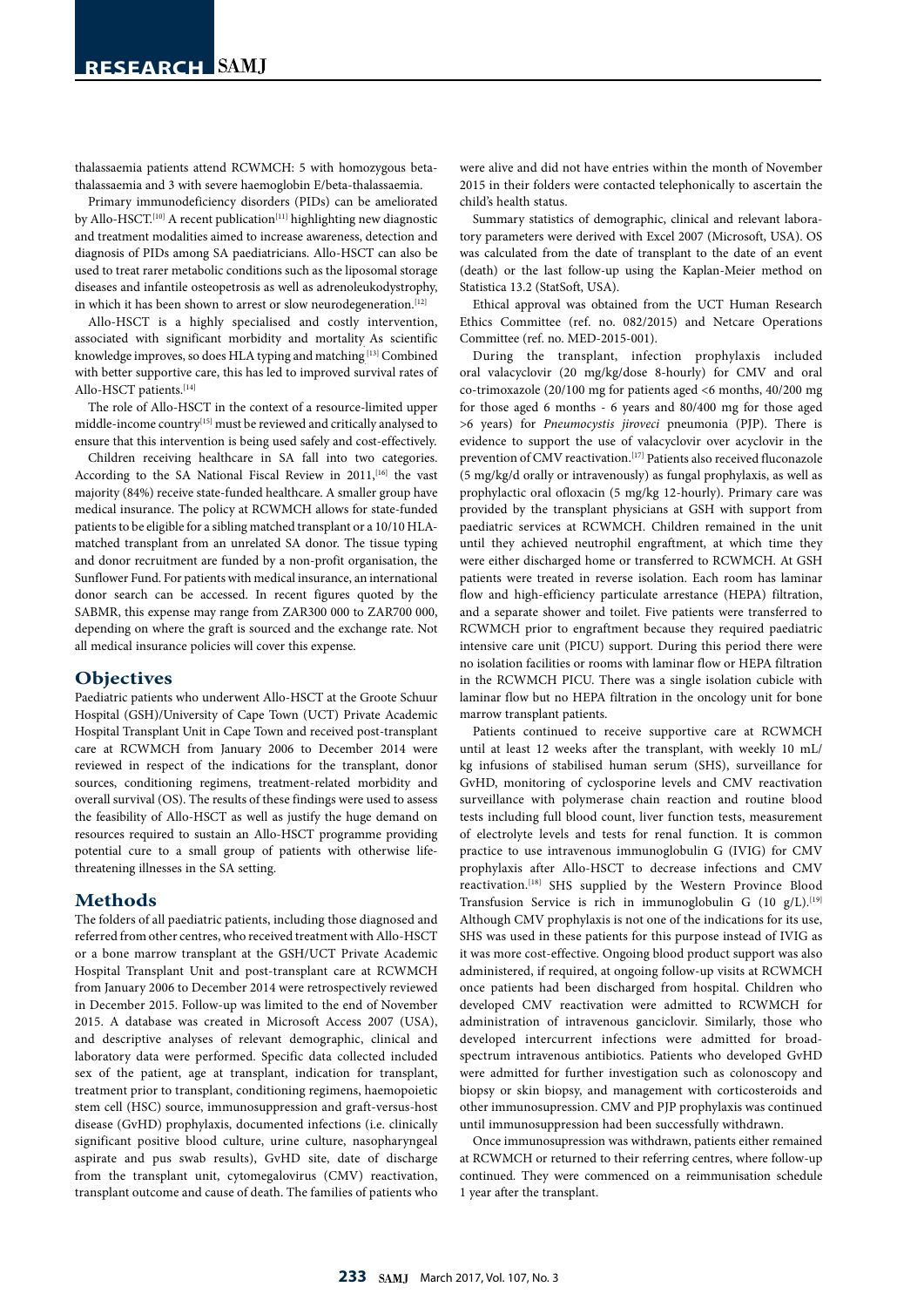thalassaemia patients attend RCWMCH: 5 with homozygous beta-thalassaemia and 3 with severe haemoglobin E/beta-thalassaemia.

Primary immunodeficiency disorders (PIDs) can be ameliorated by Allo-HSCT.[10] A recent publication[11] highlighting new diagnostic and treatment modalities aimed to increase awareness, detection and diagnosis of PIDs among SA paediatricians. Allo-HSCT can also be used to treat rarer metabolic conditions such as the liposomal storage diseases and infantile osteopetrosis as well as adrenoleukodystrophy, in which it has been shown to arrest or slow neurodegeneration.[12]

Allo-HSCT is a highly specialised and costly intervention, associated with significant morbidity and mortality As scientific knowledge improves, so does HLA typing and matching.[13] Combined with better supportive care, this has led to improved survival rates of Allo-HSCT patients.[14]

The role of Allo-HSCT in the context of a resource-limited upper middle-income country[15] must be reviewed and critically analysed to ensure that this intervention is being used safely and cost-effectively.

Children receiving healthcare in SA fall into two categories. According to the SA National Fiscal Review in 2011,[16] the vast majority (84%) receive state-funded healthcare. A smaller group have medical insurance. The policy at RCWMCH allows for state-funded patients to be eligible for a sibling matched transplant or a 10/10 HLA-matched transplant from an unrelated SA donor. The tissue typing and donor recruitment are funded by a non-profit organisation, the Sunflower Fund. For patients with medical insurance, an international donor search can be accessed. In recent figures quoted by the SABMR, this expense may range from ZAR300 000 to ZAR700 000, depending on where the graft is sourced and the exchange rate. Not all medical insurance policies will cover this expense.

## Objectives

Paediatric patients who underwent Allo-HSCT at the Groote Schuur Hospital (GSH)/University of Cape Town (UCT) Private Academic Hospital Transplant Unit in Cape Town and received post-transplant care at RCWMCH from January 2006 to December 2014 were reviewed in respect of the indications for the transplant, donor sources, conditioning regimens, treatment-related morbidity and overall survival (OS). The results of these findings were used to assess the feasibility of Allo-HSCT as well as justify the huge demand on resources required to sustain an Allo-HSCT programme providing potential cure to a small group of patients with otherwise life-threatening illnesses in the SA setting.

## Methods

The folders of all paediatric patients, including those diagnosed and referred from other centres, who received treatment with Allo-HSCT or a bone marrow transplant at the GSH/UCT Private Academic Hospital Transplant Unit and post-transplant care at RCWMCH from January 2006 to December 2014 were retrospectively reviewed in December 2015. Follow-up was limited to the end of November 2015. A database was created in Microsoft Access 2007 (USA), and descriptive analyses of relevant demographic, clinical and laboratory data were performed. Specific data collected included sex of the patient, age at transplant, indication for transplant, treatment prior to transplant, conditioning regimens, haemopoietic stem cell (HSC) source, immunosuppression and graft-versus-host disease (GvHD) prophylaxis, documented infections (i.e. clinically significant positive blood culture, urine culture, nasopharyngeal aspirate and pus swab results), GvHD site, date of discharge from the transplant unit, cytomegalovirus (CMV) reactivation, transplant outcome and cause of death. The families of patients who were alive and did not have entries within the month of November 2015 in their folders were contacted telephonically to ascertain the child's health status.

Summary statistics of demographic, clinical and relevant laboratory parameters were derived with Excel 2007 (Microsoft, USA). OS was calculated from the date of transplant to the date of an event (death) or the last follow-up using the Kaplan-Meier method on Statistica 13.2 (StatSoft, USA).

Ethical approval was obtained from the UCT Human Research Ethics Committee (ref. no. 082/2015) and Netcare Operations Committee (ref. no. MED-2015-001).

During the transplant, infection prophylaxis included oral valacyclovir (20 mg/kg/dose 8-hourly) for CMV and oral co-trimoxazole (20/100 mg for patients aged <6 months, 40/200 mg for those aged 6 months - 6 years and 80/400 mg for those aged >6 years) for *Pneumocystis jiroveci* pneumonia (PJP). There is evidence to support the use of valacyclovir over acyclovir in the prevention of CMV reactivation.[17] Patients also received fluconazole (5 mg/kg/d orally or intravenously) as fungal prophylaxis, as well as prophylactic oral ofloxacin (5 mg/kg 12-hourly). Primary care was provided by the transplant physicians at GSH with support from paediatric services at RCWMCH. Children remained in the unit until they achieved neutrophil engraftment, at which time they were either discharged home or transferred to RCWMCH. At GSH patients were treated in reverse isolation. Each room has laminar flow and high-efficiency particulate arrestance (HEPA) filtration, and a separate shower and toilet. Five patients were transferred to RCWMCH prior to engraftment because they required paediatric intensive care unit (PICU) support. During this period there were no isolation facilities or rooms with laminar flow or HEPA filtration in the RCWMCH PICU. There was a single isolation cubicle with laminar flow but no HEPA filtration in the oncology unit for bone marrow transplant patients.

Patients continued to receive supportive care at RCWMCH until at least 12 weeks after the transplant, with weekly 10 mL/kg infusions of stabilised human serum (SHS), surveillance for GvHD, monitoring of cyclosporine levels and CMV reactivation surveillance with polymerase chain reaction and routine blood tests including full blood count, liver function tests, measurement of electrolyte levels and tests for renal function. It is common practice to use intravenous immunoglobulin G (IVIG) for CMV prophylaxis after Allo-HSCT to decrease infections and CMV reactivation.[18] SHS supplied by the Western Province Blood Transfusion Service is rich in immunoglobulin G (10 g/L).[19] Although CMV prophylaxis is not one of the indications for its use, SHS was used in these patients for this purpose instead of IVIG as it was more cost-effective. Ongoing blood product support was also administered, if required, at ongoing follow-up visits at RCWMCH once patients had been discharged from hospital. Children who developed CMV reactivation were admitted to RCWMCH for administration of intravenous ganciclovir. Similarly, those who developed intercurrent infections were admitted for broad-spectrum intravenous antibiotics. Patients who developed GvHD were admitted for further investigation such as colonoscopy and biopsy or skin biopsy, and management with corticosteroids and other immunosupression. CMV and PJP prophylaxis was continued until immunosupression had been successfully withdrawn.

Once immunosupression was withdrawn, patients either remained at RCWMCH or returned to their referring centres, where follow-up continued. They were commenced on a reimmunisation schedule 1 year after the transplant.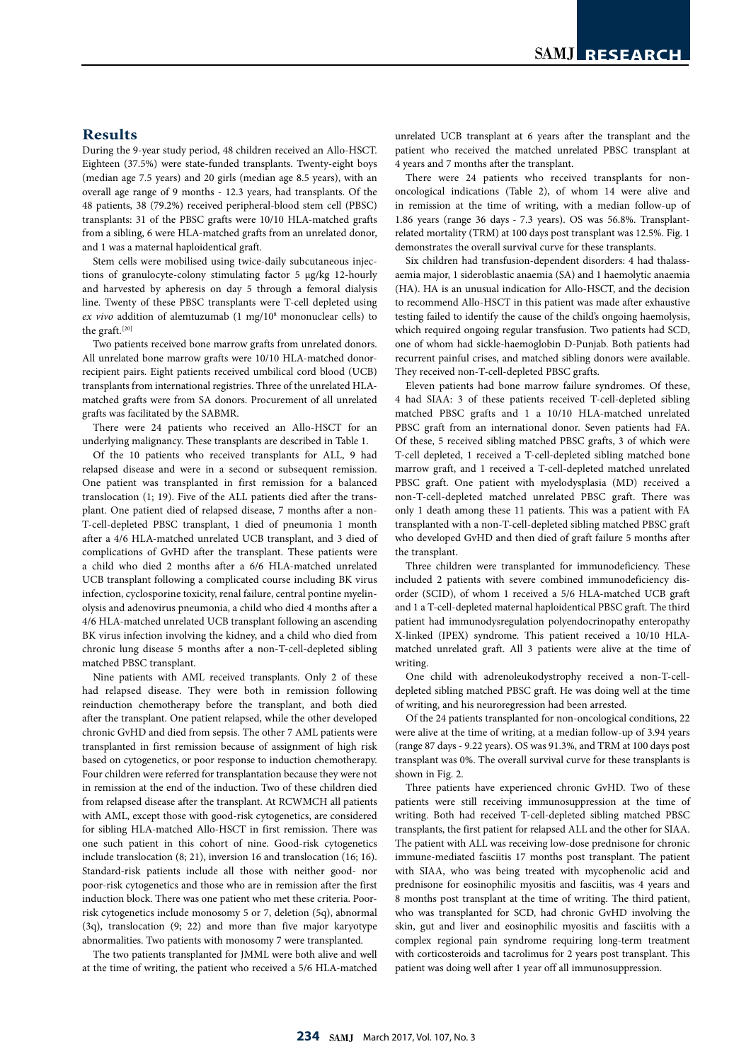## Results

During the 9-year study period, 48 children received an Allo-HSCT. Eighteen (37.5%) were state-funded transplants. Twenty-eight boys (median age 7.5 years) and 20 girls (median age 8.5 years), with an overall age range of 9 months - 12.3 years, had transplants. Of the 48 patients, 38 (79.2%) received peripheral-blood stem cell (PBSC) transplants: 31 of the PBSC grafts were 10/10 HLA-matched grafts from a sibling, 6 were HLA-matched grafts from an unrelated donor, and 1 was a maternal haploidentical graft.

Stem cells were mobilised using twice-daily subcutaneous injections of granulocyte-colony stimulating factor 5 μg/kg 12-hourly and harvested by apheresis on day 5 through a femoral dialysis line. Twenty of these PBSC transplants were T-cell depleted using *ex vivo* addition of alemtuzumab (1 mg/$10^8$ mononuclear cells) to the graft.[20]

Two patients received bone marrow grafts from unrelated donors. All unrelated bone marrow grafts were 10/10 HLA-matched donor-recipient pairs. Eight patients received umbilical cord blood (UCB) transplants from international registries. Three of the unrelated HLA-matched grafts were from SA donors. Procurement of all unrelated grafts was facilitated by the SABMR.

There were 24 patients who received an Allo-HSCT for an underlying malignancy. These transplants are described in Table 1.

Of the 10 patients who received transplants for ALL, 9 had relapsed disease and were in a second or subsequent remission. One patient was transplanted in first remission for a balanced translocation (1; 19). Five of the ALL patients died after the transplant. One patient died of relapsed disease, 7 months after a non-T-cell-depleted PBSC transplant, 1 died of pneumonia 1 month after a 4/6 HLA-matched unrelated UCB transplant, and 3 died of complications of GvHD after the transplant. These patients were a child who died 2 months after a 6/6 HLA-matched unrelated UCB transplant following a complicated course including BK virus infection, cyclosporine toxicity, renal failure, central pontine myelinolysis and adenovirus pneumonia, a child who died 4 months after a 4/6 HLA-matched unrelated UCB transplant following an ascending BK virus infection involving the kidney, and a child who died from chronic lung disease 5 months after a non-T-cell-depleted sibling matched PBSC transplant.

Nine patients with AML received transplants. Only 2 of these had relapsed disease. They were both in remission following reinduction chemotherapy before the transplant, and both died after the transplant. One patient relapsed, while the other developed chronic GvHD and died from sepsis. The other 7 AML patients were transplanted in first remission because of assignment of high risk based on cytogenetics, or poor response to induction chemotherapy. Four children were referred for transplantation because they were not in remission at the end of the induction. Two of these children died from relapsed disease after the transplant. At RCWMCH all patients with AML, except those with good-risk cytogenetics, are considered for sibling HLA-matched Allo-HSCT in first remission. There was one such patient in this cohort of nine. Good-risk cytogenetics include translocation (8; 21), inversion 16 and translocation (16; 16). Standard-risk patients include all those with neither good- nor poor-risk cytogenetics and those who are in remission after the first induction block. There was one patient who met these criteria. Poor-risk cytogenetics include monosomy 5 or 7, deletion (5q), abnormal (3q), translocation (9; 22) and more than five major karyotype abnormalities. Two patients with monosomy 7 were transplanted.

The two patients transplanted for JMML were both alive and well at the time of writing, the patient who received a 5/6 HLA-matched unrelated UCB transplant at 6 years after the transplant and the patient who received the matched unrelated PBSC transplant at 4 years and 7 months after the transplant.

There were 24 patients who received transplants for non-oncological indications (Table 2), of whom 14 were alive and in remission at the time of writing, with a median follow-up of 1.86 years (range 36 days - 7.3 years). OS was 56.8%. Transplant-related mortality (TRM) at 100 days post transplant was 12.5%. Fig. 1 demonstrates the overall survival curve for these transplants.

Six children had transfusion-dependent disorders: 4 had thalassaemia major, 1 sideroblastic anaemia (SA) and 1 haemolytic anaemia (HA). HA is an unusual indication for Allo-HSCT, and the decision to recommend Allo-HSCT in this patient was made after exhaustive testing failed to identify the cause of the child's ongoing haemolysis, which required ongoing regular transfusion. Two patients had SCD, one of whom had sickle-haemoglobin D-Punjab. Both patients had recurrent painful crises, and matched sibling donors were available. They received non-T-cell-depleted PBSC grafts.

Eleven patients had bone marrow failure syndromes. Of these, 4 had SIAA: 3 of these patients received T-cell-depleted sibling matched PBSC grafts and 1 a 10/10 HLA-matched unrelated PBSC graft from an international donor. Seven patients had FA. Of these, 5 received sibling matched PBSC grafts, 3 of which were T-cell depleted, 1 received a T-cell-depleted sibling matched bone marrow graft, and 1 received a T-cell-depleted matched unrelated PBSC graft. One patient with myelodysplasia (MD) received a non-T-cell-depleted matched unrelated PBSC graft. There was only 1 death among these 11 patients. This was a patient with FA transplanted with a non-T-cell-depleted sibling matched PBSC graft who developed GvHD and then died of graft failure 5 months after the transplant.

Three children were transplanted for immunodeficiency. These included 2 patients with severe combined immunodeficiency disorder (SCID), of whom 1 received a 5/6 HLA-matched UCB graft and 1 a T-cell-depleted maternal haploidentical PBSC graft. The third patient had immunodysregulation polyendocrinopathy enteropathy X-linked (IPEX) syndrome. This patient received a 10/10 HLA-matched unrelated graft. All 3 patients were alive at the time of writing.

One child with adrenoleukodystrophy received a non-T-cell-depleted sibling matched PBSC graft. He was doing well at the time of writing, and his neuroregression had been arrested.

Of the 24 patients transplanted for non-oncological conditions, 22 were alive at the time of writing, at a median follow-up of 3.94 years (range 87 days - 9.22 years). OS was 91.3%, and TRM at 100 days post transplant was 0%. The overall survival curve for these transplants is shown in Fig. 2.

Three patients have experienced chronic GvHD. Two of these patients were still receiving immunosuppression at the time of writing. Both had received T-cell-depleted sibling matched PBSC transplants, the first patient for relapsed ALL and the other for SIAA. The patient with ALL was receiving low-dose prednisone for chronic immune-mediated fasciitis 17 months post transplant. The patient with SIAA, who was being treated with mycophenolic acid and prednisone for eosinophilic myositis and fasciitis, was 4 years and 8 months post transplant at the time of writing. The third patient, who was transplanted for SCD, had chronic GvHD involving the skin, gut and liver and eosinophilic myositis and fasciitis with a complex regional pain syndrome requiring long-term treatment with corticosteroids and tacrolimus for 2 years post transplant. This patient was doing well after 1 year off all immunosuppression.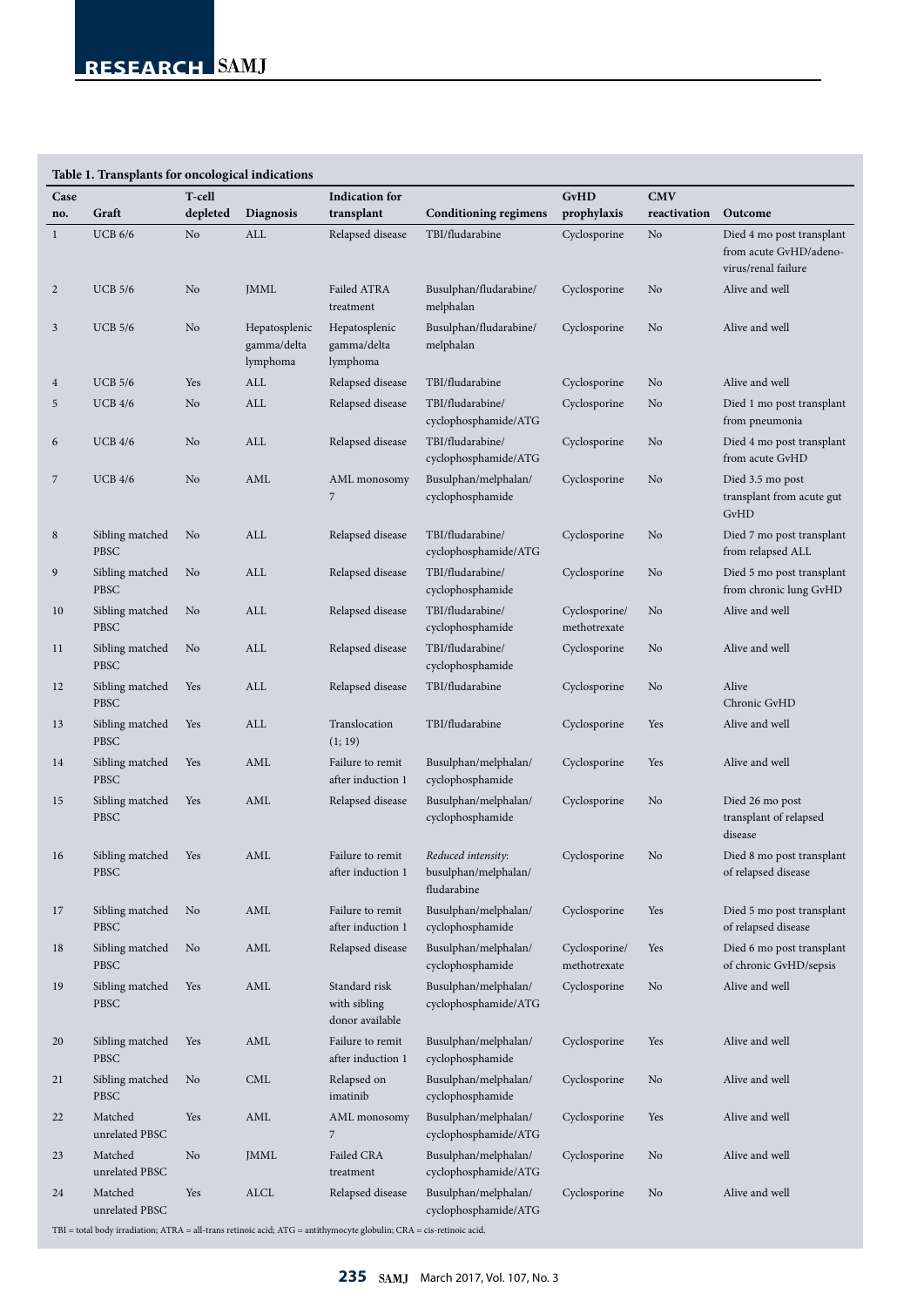**Table 1. Transplants for oncological indications**

| Case no. | Graft | T-cell depleted | Diagnosis | Indication for transplant | Conditioning regimens | GvHD prophylaxis | CMV reactivation | Outcome |
|---|---|---|---|---|---|---|---|---|
| 1 | UCB 6/6 | No | ALL | Relapsed disease | TBI/fludarabine | Cyclosporine | No | Died 4 mo post transplant from acute GvHD/adeno-virus/renal failure |
| 2 | UCB 5/6 | No | JMML | Failed ATRA treatment | Busulphan/fludarabine/ melphalan | Cyclosporine | No | Alive and well |
| 3 | UCB 5/6 | No | Hepatosplenic gamma/delta lymphoma | Hepatosplenic gamma/delta lymphoma | Busulphan/fludarabine/ melphalan | Cyclosporine | No | Alive and well |
| 4 | UCB 5/6 | Yes | ALL | Relapsed disease | TBI/fludarabine | Cyclosporine | No | Alive and well |
| 5 | UCB 4/6 | No | ALL | Relapsed disease | TBI/fludarabine/ cyclophosphamide/ATG | Cyclosporine | No | Died 1 mo post transplant from pneumonia |
| 6 | UCB 4/6 | No | ALL | Relapsed disease | TBI/fludarabine/ cyclophosphamide/ATG | Cyclosporine | No | Died 4 mo post transplant from acute GvHD |
| 7 | UCB 4/6 | No | AML | AML monosomy 7 | Busulphan/melphalan/ cyclophosphamide | Cyclosporine | No | Died 3.5 mo post transplant from acute gut GvHD |
| 8 | Sibling matched PBSC | No | ALL | Relapsed disease | TBI/fludarabine/ cyclophosphamide/ATG | Cyclosporine | No | Died 7 mo post transplant from relapsed ALL |
| 9 | Sibling matched PBSC | No | ALL | Relapsed disease | TBI/fludarabine/ cyclophosphamide | Cyclosporine | No | Died 5 mo post transplant from chronic lung GvHD |
| 10 | Sibling matched PBSC | No | ALL | Relapsed disease | TBI/fludarabine/ cyclophosphamide | Cyclosporine/ methotrexate | No | Alive and well |
| 11 | Sibling matched PBSC | No | ALL | Relapsed disease | TBI/fludarabine/ cyclophosphamide | Cyclosporine | No | Alive and well |
| 12 | Sibling matched PBSC | Yes | ALL | Relapsed disease | TBI/fludarabine | Cyclosporine | No | Alive Chronic GvHD |
| 13 | Sibling matched PBSC | Yes | ALL | Translocation (1; 19) | TBI/fludarabine | Cyclosporine | Yes | Alive and well |
| 14 | Sibling matched PBSC | Yes | AML | Failure to remit after induction 1 | Busulphan/melphalan/ cyclophosphamide | Cyclosporine | Yes | Alive and well |
| 15 | Sibling matched PBSC | Yes | AML | Relapsed disease | Busulphan/melphalan/ cyclophosphamide | Cyclosporine | No | Died 26 mo post transplant of relapsed disease |
| 16 | Sibling matched PBSC | Yes | AML | Failure to remit after induction 1 | *Reduced intensity*: busulphan/melphalan/ fludarabine | Cyclosporine | No | Died 8 mo post transplant of relapsed disease |
| 17 | Sibling matched PBSC | No | AML | Failure to remit after induction 1 | Busulphan/melphalan/ cyclophosphamide | Cyclosporine | Yes | Died 5 mo post transplant of relapsed disease |
| 18 | Sibling matched PBSC | No | AML | Relapsed disease | Busulphan/melphalan/ cyclophosphamide | Cyclosporine/ methotrexate | Yes | Died 6 mo post transplant of chronic GvHD/sepsis |
| 19 | Sibling matched PBSC | Yes | AML | Standard risk with sibling donor available | Busulphan/melphalan/ cyclophosphamide/ATG | Cyclosporine | No | Alive and well |
| 20 | Sibling matched PBSC | Yes | AML | Failure to remit after induction 1 | Busulphan/melphalan/ cyclophosphamide | Cyclosporine | Yes | Alive and well |
| 21 | Sibling matched PBSC | No | CML | Relapsed on imatinib | Busulphan/melphalan/ cyclophosphamide | Cyclosporine | No | Alive and well |
| 22 | Matched unrelated PBSC | Yes | AML | AML monosomy 7 | Busulphan/melphalan/ cyclophosphamide/ATG | Cyclosporine | Yes | Alive and well |
| 23 | Matched unrelated PBSC | No | JMML | Failed CRA treatment | Busulphan/melphalan/ cyclophosphamide/ATG | Cyclosporine | No | Alive and well |
| 24 | Matched unrelated PBSC | Yes | ALCL | Relapsed disease | Busulphan/melphalan/ cyclophosphamide/ATG | Cyclosporine | No | Alive and well |

TBI = total body irradiation; ATRA = all-trans retinoic acid; ATG = antithymocyte globulin; CRA = cis-retinoic acid.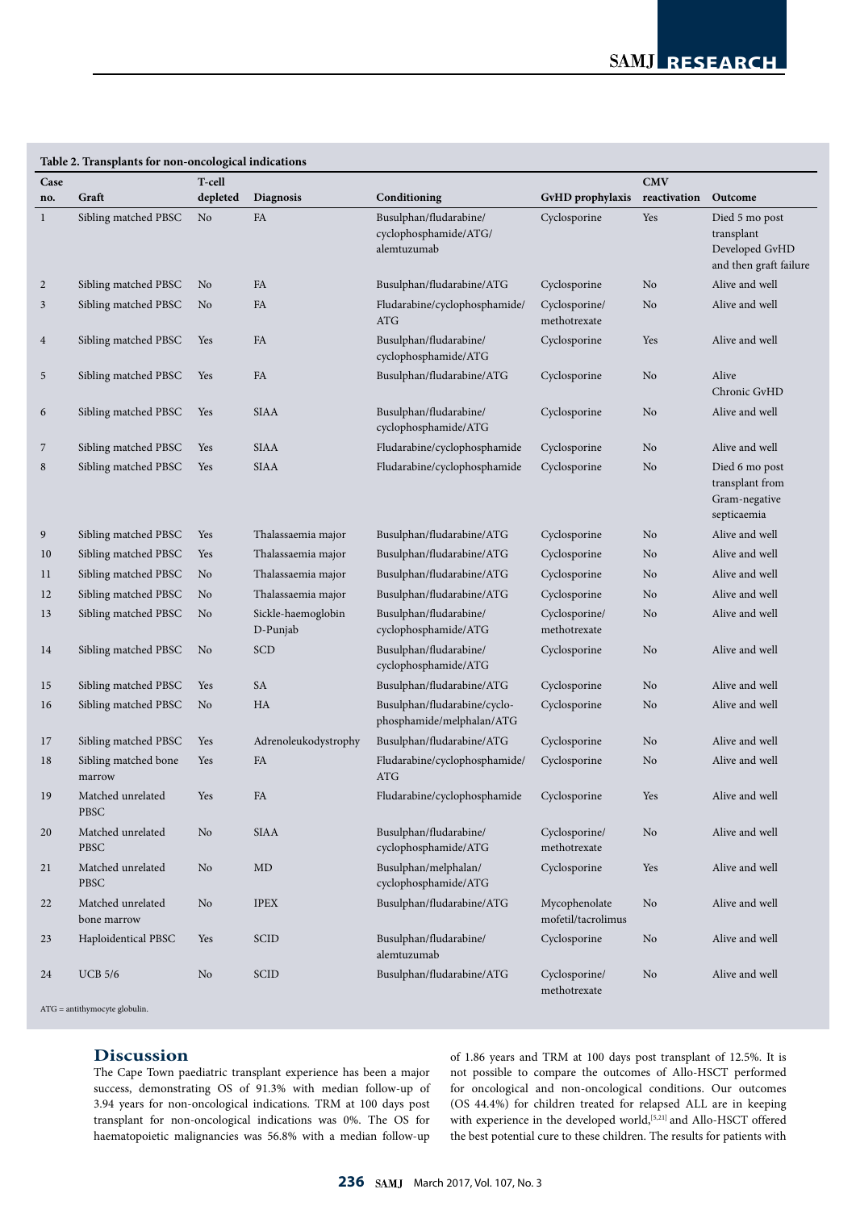**Table 2. Transplants for non-oncological indications**

| Case no. | Graft | T-cell depleted | Diagnosis | Conditioning | GvHD prophylaxis | CMV reactivation | Outcome |
|---|---|---|---|---|---|---|---|
| 1 | Sibling matched PBSC | No | FA | Busulphan/fludarabine/cyclophosphamide/ATG/alemtuzumab | Cyclosporine | Yes | Died 5 mo post transplant Developed GvHD and then graft failure |
| 2 | Sibling matched PBSC | No | FA | Busulphan/fludarabine/ATG | Cyclosporine | No | Alive and well |
| 3 | Sibling matched PBSC | No | FA | Fludarabine/cyclophosphamide/ATG | Cyclosporine/methotrexate | No | Alive and well |
| 4 | Sibling matched PBSC | Yes | FA | Busulphan/fludarabine/cyclophosphamide/ATG | Cyclosporine | Yes | Alive and well |
| 5 | Sibling matched PBSC | Yes | FA | Busulphan/fludarabine/ATG | Cyclosporine | No | Alive Chronic GvHD |
| 6 | Sibling matched PBSC | Yes | SIAA | Busulphan/fludarabine/cyclophosphamide/ATG | Cyclosporine | No | Alive and well |
| 7 | Sibling matched PBSC | Yes | SIAA | Fludarabine/cyclophosphamide | Cyclosporine | No | Alive and well |
| 8 | Sibling matched PBSC | Yes | SIAA | Fludarabine/cyclophosphamide | Cyclosporine | No | Died 6 mo post transplant from Gram-negative septicaemia |
| 9 | Sibling matched PBSC | Yes | Thalassaemia major | Busulphan/fludarabine/ATG | Cyclosporine | No | Alive and well |
| 10 | Sibling matched PBSC | Yes | Thalassaemia major | Busulphan/fludarabine/ATG | Cyclosporine | No | Alive and well |
| 11 | Sibling matched PBSC | No | Thalassaemia major | Busulphan/fludarabine/ATG | Cyclosporine | No | Alive and well |
| 12 | Sibling matched PBSC | No | Thalassaemia major | Busulphan/fludarabine/ATG | Cyclosporine | No | Alive and well |
| 13 | Sibling matched PBSC | No | Sickle-haemoglobin D-Punjab | Busulphan/fludarabine/cyclophosphamide/ATG | Cyclosporine/methotrexate | No | Alive and well |
| 14 | Sibling matched PBSC | No | SCD | Busulphan/fludarabine/cyclophosphamide/ATG | Cyclosporine | No | Alive and well |
| 15 | Sibling matched PBSC | Yes | SA | Busulphan/fludarabine/ATG | Cyclosporine | No | Alive and well |
| 16 | Sibling matched PBSC | No | HA | Busulphan/fludarabine/cyclophosphamide/melphalan/ATG | Cyclosporine | No | Alive and well |
| 17 | Sibling matched PBSC | Yes | Adrenoleukodystrophy | Busulphan/fludarabine/ATG | Cyclosporine | No | Alive and well |
| 18 | Sibling matched bone marrow | Yes | FA | Fludarabine/cyclophosphamide/ATG | Cyclosporine | No | Alive and well |
| 19 | Matched unrelated PBSC | Yes | FA | Fludarabine/cyclophosphamide | Cyclosporine | Yes | Alive and well |
| 20 | Matched unrelated PBSC | No | SIAA | Busulphan/fludarabine/cyclophosphamide/ATG | Cyclosporine/methotrexate | No | Alive and well |
| 21 | Matched unrelated PBSC | No | MD | Busulphan/melphalan/cyclophosphamide/ATG | Cyclosporine | Yes | Alive and well |
| 22 | Matched unrelated bone marrow | No | IPEX | Busulphan/fludarabine/ATG | Mycophenolate mofetil/tacrolimus | No | Alive and well |
| 23 | Haploidentical PBSC | Yes | SCID | Busulphan/fludarabine/alemtuzumab | Cyclosporine | No | Alive and well |
| 24 | UCB 5/6 | No | SCID | Busulphan/fludarabine/ATG | Cyclosporine/methotrexate | No | Alive and well |

ATG = antithymocyte globulin.

## Discussion

The Cape Town paediatric transplant experience has been a major success, demonstrating OS of 91.3% with median follow-up of 3.94 years for non-oncological indications. TRM at 100 days post transplant for non-oncological indications was 0%. The OS for haematopoietic malignancies was 56.8% with a median follow-up of 1.86 years and TRM at 100 days post transplant of 12.5%. It is not possible to compare the outcomes of Allo-HSCT performed for oncological and non-oncological conditions. Our outcomes (OS 44.4%) for children treated for relapsed ALL are in keeping with experience in the developed world,[5,21] and Allo-HSCT offered the best potential cure to these children. The results for patients with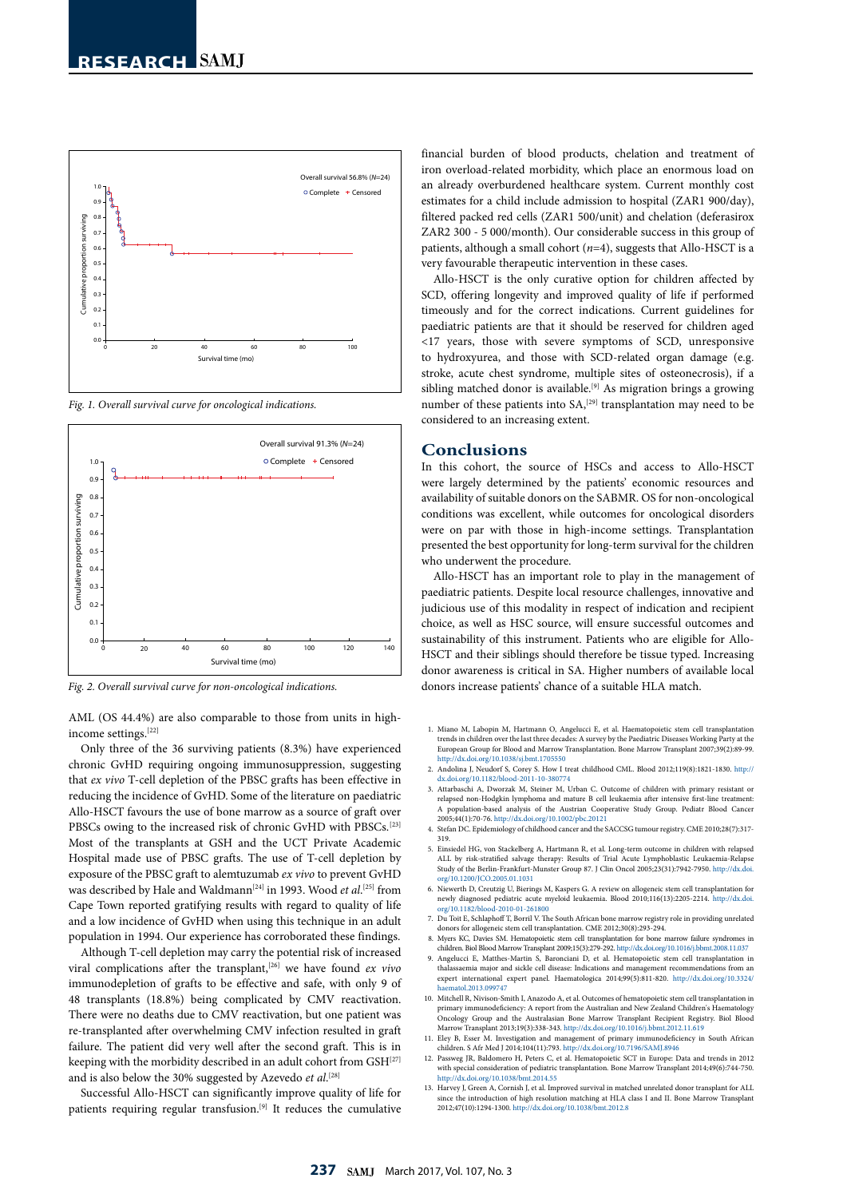Fig. 1. Overall survival curve for oncological indications.

Fig. 2. Overall survival curve for non-oncological indications.

AML (OS 44.4%) are also comparable to those from units in high-income settings.[22]

Only three of the 36 surviving patients (8.3%) have experienced chronic GvHD requiring ongoing immunosuppression, suggesting that *ex vivo* T-cell depletion of the PBSC grafts has been effective in reducing the incidence of GvHD. Some of the literature on paediatric Allo-HSCT favours the use of bone marrow as a source of graft over PBSCs owing to the increased risk of chronic GvHD with PBSCs.[23] Most of the transplants at GSH and the UCT Private Academic Hospital made use of PBSC grafts. The use of T-cell depletion by exposure of the PBSC graft to alemtuzumab *ex vivo* to prevent GvHD was described by Hale and Waldmann[24] in 1993. Wood *et al.*[25] from Cape Town reported gratifying results with regard to quality of life and a low incidence of GvHD when using this technique in an adult population in 1994. Our experience has corroborated these findings.

Although T-cell depletion may carry the potential risk of increased viral complications after the transplant,[26] we have found *ex vivo* immunodepletion of grafts to be effective and safe, with only 9 of 48 transplants (18.8%) being complicated by CMV reactivation. There were no deaths due to CMV reactivation, but one patient was re-transplanted after overwhelming CMV infection resulted in graft failure. The patient did very well after the second graft. This is in keeping with the morbidity described in an adult cohort from GSH[27] and is also below the 30% suggested by Azevedo *et al*.[28]

Successful Allo-HSCT can significantly improve quality of life for patients requiring regular transfusion.[9] It reduces the cumulative financial burden of blood products, chelation and treatment of iron overload-related morbidity, which place an enormous load on an already overburdened healthcare system. Current monthly cost estimates for a child include admission to hospital (ZAR1 900/day), filtered packed red cells (ZAR1 500/unit) and chelation (deferasirox ZAR2 300 - 5 000/month). Our considerable success in this group of patients, although a small cohort (*n*=4), suggests that Allo-HSCT is a very favourable therapeutic intervention in these cases.

Allo-HSCT is the only curative option for children affected by SCD, offering longevity and improved quality of life if performed timeously and for the correct indications. Current guidelines for paediatric patients are that it should be reserved for children aged <17 years, those with severe symptoms of SCD, unresponsive to hydroxyurea, and those with SCD-related organ damage (e.g. stroke, acute chest syndrome, multiple sites of osteonecrosis), if a sibling matched donor is available.[9] As migration brings a growing number of these patients into SA,[29] transplantation may need to be considered to an increasing extent.

## Conclusions

In this cohort, the source of HSCs and access to Allo-HSCT were largely determined by the patients' economic resources and availability of suitable donors on the SABMR. OS for non-oncological conditions was excellent, while outcomes for oncological disorders were on par with those in high-income settings. Transplantation presented the best opportunity for long-term survival for the children who underwent the procedure.

Allo-HSCT has an important role to play in the management of paediatric patients. Despite local resource challenges, innovative and judicious use of this modality in respect of indication and recipient choice, as well as HSC source, will ensure successful outcomes and sustainability of this instrument. Patients who are eligible for Allo-HSCT and their siblings should therefore be tissue typed. Increasing donor awareness is critical in SA. Higher numbers of available local donors increase patients' chance of a suitable HLA match.

1. Miano M, Labopin M, Hartmann O, Angelucci E, et al. Haematopoietic stem cell transplantation trends in children over the last three decades: A survey by the Paediatric Diseases Working Party at the European Group for Blood and Marrow Transplantation. Bone Marrow Transplant 2007;39(2):89-99. http://dx.doi.org/10.1038/sj.bmt.1705550
2. Andolina J, Neudorf S, Corey S. How I treat childhood CML. Blood 2012;119(8):1821-1830. http://dx.doi.org/10.1182/blood-2011-10-380774
3. Attarbaschi A, Dworzak M, Steiner M, Urban C. Outcome of children with primary resistant or relapsed non-Hodgkin lymphoma and mature B cell leukaemia after intensive first-line treatment: A population-based analysis of the Austrian Cooperative Study Group. Pediatr Blood Cancer 2005;44(1):70-76. http://dx.doi.org/10.1002/pbc.20121
4. Stefan DC. Epidemiology of childhood cancer and the SACCSG tumour registry. CME 2010;28(7):317-319.
5. Einsiedel HG, von Stackelberg A, Hartmann R, et al. Long-term outcome in children with relapsed ALL by risk-stratified salvage therapy: Results of Trial Acute Lymphoblastic Leukaemia-Relapse Study of the Berlin-Frankfurt-Munster Group 87. J Clin Oncol 2005;23(31):7942-7950. http://dx.doi.org/10.1200/JCO.2005.01.1031
6. Niewerth D, Creutzig U, Bierings M, Kaspers G. A review on allogeneic stem cell transplantation for newly diagnosed pediatric acute myeloid leukaemia. Blood 2010;116(13):2205-2214. http://dx.doi.org/10.1182/blood-2010-01-261800
7. Du Toit E, Schlaphoff T, Borril V. The South African bone marrow registry role in providing unrelated donors for allogeneic stem cell transplantation. CME 2012;30(8):293-294.
8. Myers KC, Davies SM. Hematopoietic stem cell transplantation for bone marrow failure syndromes in children. Biol Blood Marrow Transplant 2009;15(3):279-292. http://dx.doi.org/10.1016/j.bbmt.2008.11.037
9. Angelucci E, Matthes-Martin S, Baronciani D, et al. Hematopoietic stem cell transplantation in thalassaemia major and sickle cell disease: Indications and management recommendations from an expert international expert panel. Haematologica 2014;99(5):811-820. http://dx.doi.org/10.3324/haematol.2013.099747
10. Mitchell R, Nivison-Smith I, Anazodo A, et al. Outcomes of hematopoietic stem cell transplantation in primary immunodeficiency: A report from the Australian and New Zealand Children's Haematology Oncology Group and the Australasian Bone Marrow Transplant Recipient Registry. Biol Blood Marrow Transplant 2013;19(3):338-343. http://dx.doi.org/10.1016/j.bbmt.2012.11.619
11. Eley B, Esser M. Investigation and management of primary immunodeficiency in South African children. S Afr Med J 2014;104(11):793. http://dx.doi.org/10.7196/SAMJ.8946
12. Passweg JR, Baldomero H, Peters C, et al. Hematopoietic SCT in Europe: Data and trends in 2012 with special consideration of pediatric transplantation. Bone Marrow Transplant 2014;49(6):744-750. http://dx.doi.org/10.1038/bmt.2014.55
13. Harvey J, Green A, Cornish J, et al. Improved survival in matched unrelated donor transplant for ALL since the introduction of high resolution matching at HLA class I and II. Bone Marrow Transplant 2012;47(10):1294-1300. http://dx.doi.org/10.1038/bmt.2012.8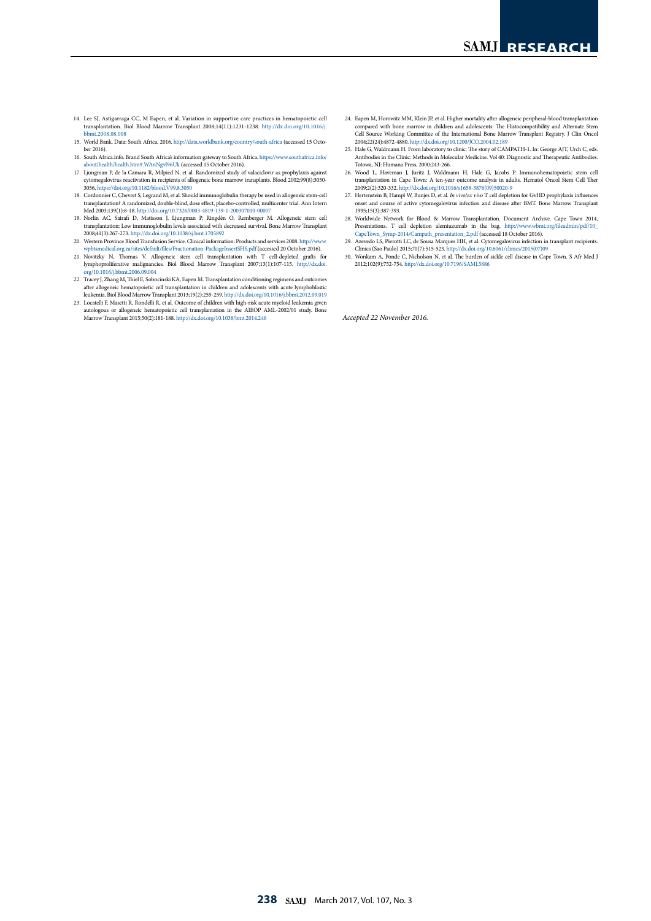14. Lee SJ, Astigarraga CC, M Eapen, et al. Variation in supportive care practices in hematopoietic cell transplantation. Biol Blood Marrow Transplant 2008;14(11):1231-1238. http://dx.doi.org/10.1016/j.bbmt.2008.08.008
15. World Bank. Data: South Africa, 2016. http://data.worldbank.org/country/south-africa (accessed 15 October 2016).
16. South Africa.info. Brand South Africa's information gateway to South Africa. https://www.southafrica.info/about/health/health.htm#.WAnNgvl96Uk (accessed 15 October 2016).
17. Ljungman P, de la Camara R, Milpied N, et al. Randomized study of valaciclovir as prophylaxis against cytomegalovirus reactivation in recipients of allogeneic bone marrow transplants. Blood 2002;99(8):3050-3056. https://doi.org/10.1182/blood.V99.8.3050
18. Cordonnier C, Chevret S, Legrand M, et al. Should immunoglobulin therapy be used in allogeneic stem-cell transplantation? A randomized, double-blind, dose effect, placebo-controlled, multicenter trial. Ann Intern Med 2003;139(1):8-18. http://doi.org/10.7326/0003-4819-139-1-200307010-00007
19. Norlin AC, Sairafi D, Mattsson J, Ljungman P, Ringdén O, Remberger M. Allogeneic stem cell transplantation: Low immunoglobulin levels associated with decreased survival. Bone Marrow Transplant 2008;41(3):267-273. http://dx.doi.org/10.1038/sj.bmt.1705892
20. Western Province Blood Transfusion Service. Clinical information: Products and services 2008. http://www.wpbtsmedical.org.za/sites/default/files/Fractionation-PackageInsertSHS.pdf (accessed 20 October 2016).
21. Novitzky N, Thomas V. Allogeneic stem cell transplantation with T cell-depleted grafts for lymphoproliferative malignancies. Biol Blood Marrow Transplant 2007;13(1):107-115. http://dx.doi.org/10.1016/j.bbmt.2006.09.004
22. Tracey J, Zhang M, Thiel E, Sobocinski KA, Eapen M. Transplantation conditioning regimens and outcomes after allogeneic hematopoietic cell transplantation in children and adolescents with acute lymphoblastic leukemia. Biol Blood Marrow Transplant 2013;19(2):255-259. http://dx.doi.org/10.1016/j.bbmt.2012.09.019
23. Locatelli F, Masetti R, Rondelli R, et al. Outcome of children with high-risk acute myeloid leukemia given autologous or allogeneic hematopoietic cell transplantation in the AIEOP AML-2002/01 study. Bone Marrow Transplant 2015;50(2):181-188. http://dx.doi.org/10.1038/bmt.2014.246
24. Eapen M, Horowitz MM, Klein JP, et al. Higher mortality after allogeneic peripheral-blood transplantation compared with bone marrow in children and adolescents: The Histocompatibility and Alternate Stem Cell Source Working Committee of the International Bone Marrow Transplant Registry. J Clin Oncol 2004;22(24):4872-4880. http://dx.doi.org/10.1200/JCO.2004.02.189
25. Hale G, Waldmann H. From laboratory to clinic: The story of CAMPATH-1. In: George AJT, Urch C, eds. Antibodies in the Clinic: Methods in Molecular Medicine. Vol 40: Diagnostic and Therapeutic Antibodies. Totowa, NJ: Humana Press, 2000:243-266.
26. Wood L, Haveman J, Juritz J, Waldmann H, Hale G, Jacobs P. Immunohematopoietic stem cell transplantation in Cape Town: A ten-year outcome analysis in adults. Hematol Oncol Stem Cell Ther 2009;2(2):320-332. http://dx.doi.org/10.1016/s1658-3876(09)50020-9
27. Hertenstein B, Hampl W, Bunjes D, et al. *In vivo/ex vivo* T cell depletion for GvHD prophylaxis influences onset and course of active cytomegalovirus infection and disease after BMT. Bone Marrow Transplant 1995;15(3):387-393.
28. Worldwide Network for Blood & Marrow Transplantation. Document Archive. Cape Town 2014, Presentations. T cell depletion alemtuzumab in the bag. http://www.wbmt.org/fileadmin/pdf/10_CapeTown_Symp-2014/Campath_presentation_2.pdf (accessed 18 October 2016).
29. Azevedo LS, Pierotti LC, de Sousa Marques HH, et al. Cytomegalovirus infection in transplant recipients. Clinics (Sao Paulo) 2015;70(7):515-523. http://dx.doi.org/10.6061/clinics/2015(07)09
30. Wonkam A, Ponde C, Nicholson N, et al. The burden of sickle cell disease in Cape Town. S Afr Med J 2012;102(9):752-754. http://dx.doi.org/10.7196/SAMJ.5886

*Accepted 22 November 2016.*